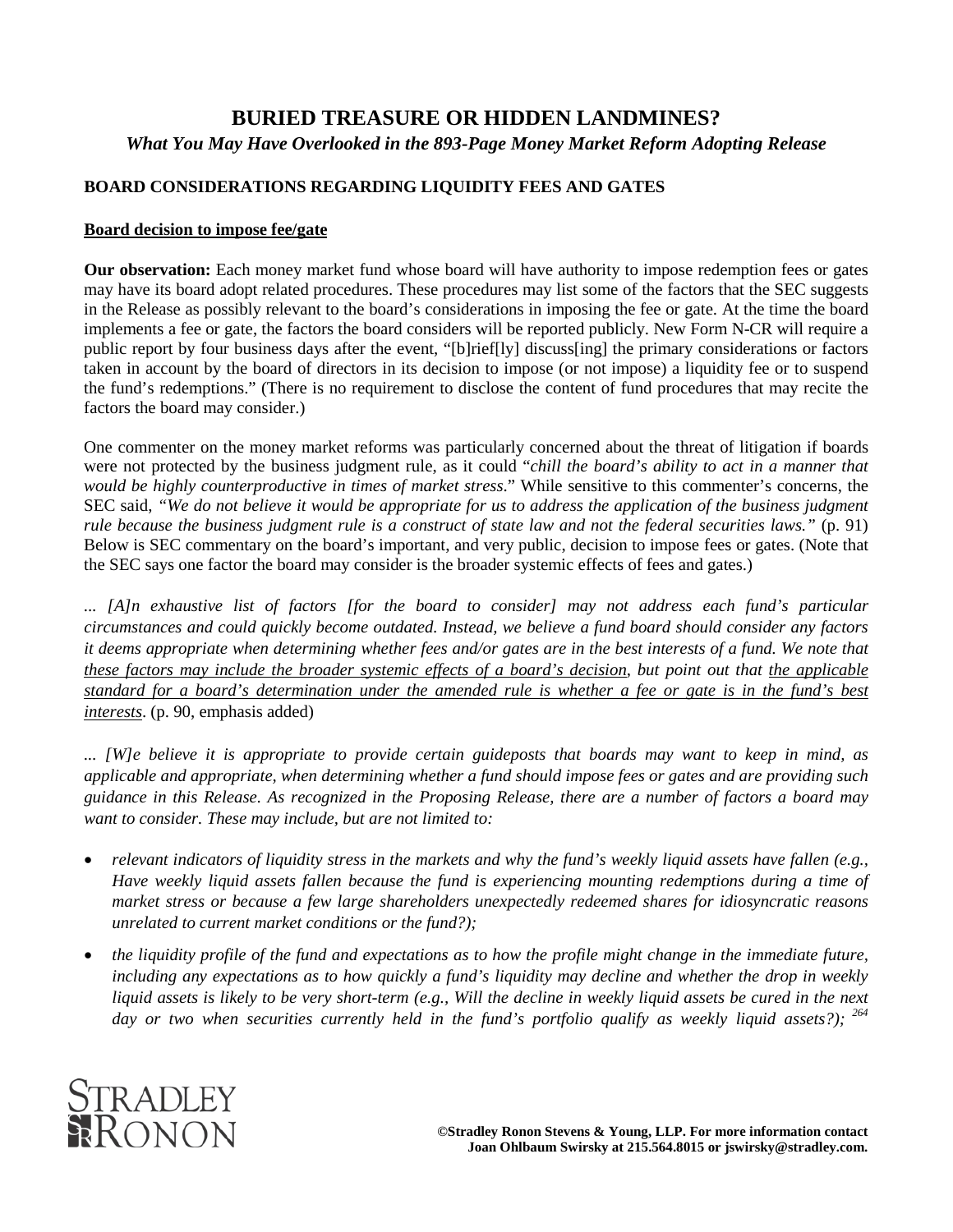# BURIED TREASURE OR HIDDEN LANDMINES?

*What You May Have Overlooked in the 893-Page Money Market Reform Adopting Release*

## BOARD CONSIDERATIONS REGARDING LIQUIDITY FEES AND GATES

### Board decision to impose fee/gate

**Our observation:** Each money market fund whose board will have authority to impose redemption fees or gates may have its board adopt related procedures. These procedures may list some of the factors that the SEC suggests in the Release as possibly relevant to the board's considerations in imposing the fee or gate. At the time the board implements a fee or gate, the factors the board considers will be reported publicly. New Form N-CR will require a public report by four business days after the event, "[b]rief[ly] discuss[ing] the primary considerations or factors taken in account by the board of directors in its decision to impose (or not impose) a liquidity fee or to suspend the fund's redemptions." (There is no requirement to disclose the content of fund procedures that may recite the factors the board may consider.)

One commenter on the money market reforms was particularly concerned about the threat of litigation if boards were not protected by the business judgment rule, as it could "*chill the board's ability to act in a manner that would be highly counterproductive in times of market stress*." While sensitive to this commenter's concerns, the SEC said, *"We do not believe it would be appropriate for us to address the application of the business judgment rule because the business judgment rule is a construct of state law and not the federal securities laws."* (p. 91) Below is SEC commentary on the board's important, and very public, decision to impose fees or gates. (Note that the SEC says one factor the board may consider is the broader systemic effects of fees and gates.)

*... [A]n exhaustive list of factors [for the board to consider] may not address each fund's particular circumstances and could quickly become outdated. Instead, we believe a fund board should consider any factors it deems appropriate when determining whether fees and/or gates are in the best interests of a fund. We note that <u>these factors may include the broader systemic effects of a board's decision</u>, but point out that <u>the applicable standard for a board's determination under the amended rule is whether a fee or gate is in the fund's best interests</u>.* (p. 90, emphasis added)

*... [W]e believe it is appropriate to provide certain guideposts that boards may want to keep in mind, as applicable and appropriate, when determining whether a fund should impose fees or gates and are providing such guidance in this Release. As recognized in the Proposing Release, there are a number of factors a board may want to consider. These may include, but are not limited to:*

- *relevant indicators of liquidity stress in the markets and why the fund's weekly liquid assets have fallen (e.g., Have weekly liquid assets fallen because the fund is experiencing mounting redemptions during a time of market stress or because a few large shareholders unexpectedly redeemed shares for idiosyncratic reasons unrelated to current market conditions or the fund?);*
- *the liquidity profile of the fund and expectations as to how the profile might change in the immediate future, including any expectations as to how quickly a fund's liquidity may decline and whether the drop in weekly liquid assets is likely to be very short-term (e.g., Will the decline in weekly liquid assets be cured in the next day or two when securities currently held in the fund's portfolio qualify as weekly liquid assets?);* [264]

©Stradley Ronon Stevens & Young, LLP. For more information contact Joan Ohlbaum Swirsky at 215.564.8015 or jswirsky@stradley.com.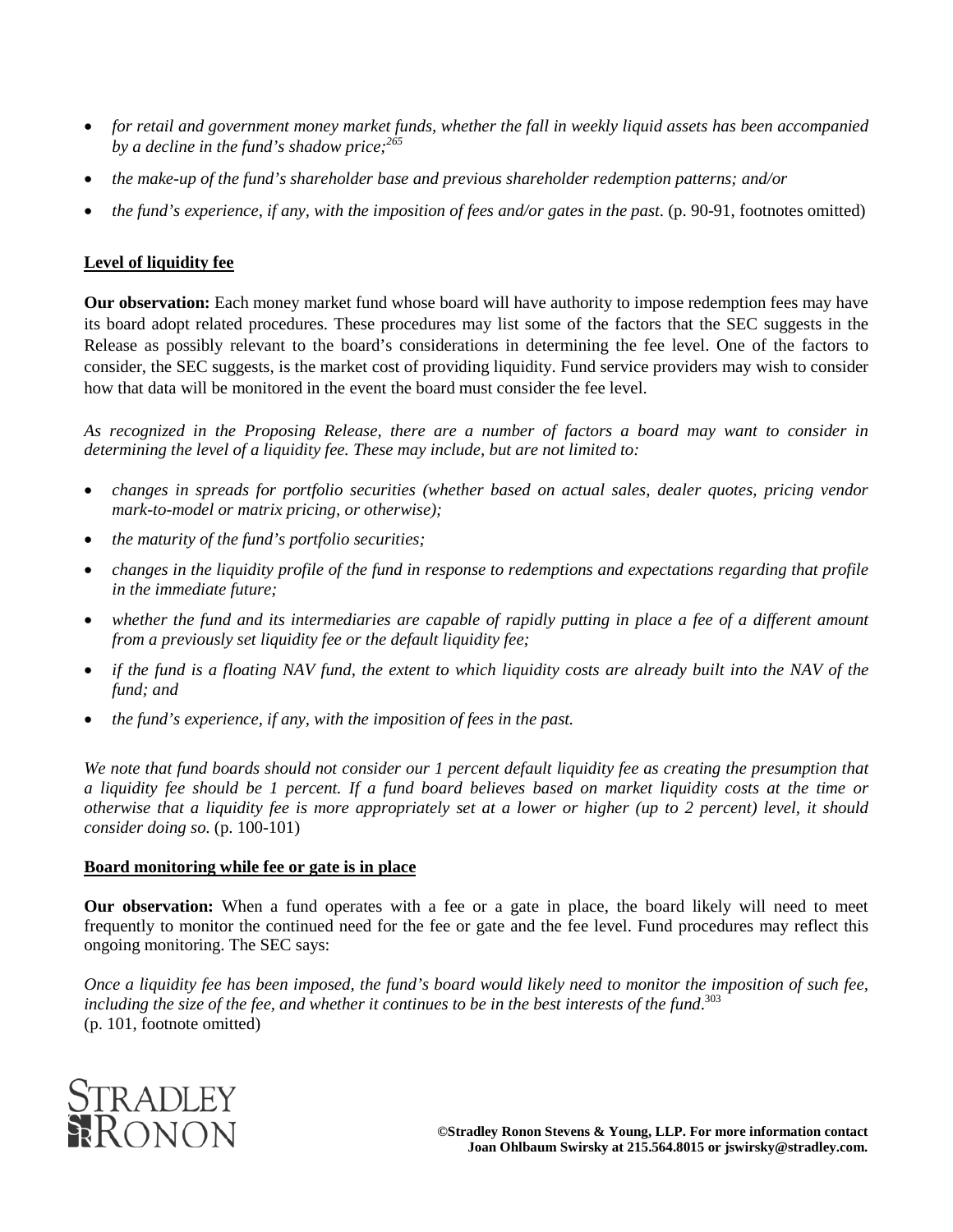- *for retail and government money market funds, whether the fall in weekly liquid assets has been accompanied by a decline in the fund's shadow price;*[265]
- *the make-up of the fund's shareholder base and previous shareholder redemption patterns; and/or*
- *the fund's experience, if any, with the imposition of fees and/or gates in the past*. (p. 90-91, footnotes omitted)

**Level of liquidity fee**

**Our observation:** Each money market fund whose board will have authority to impose redemption fees may have its board adopt related procedures. These procedures may list some of the factors that the SEC suggests in the Release as possibly relevant to the board's considerations in determining the fee level. One of the factors to consider, the SEC suggests, is the market cost of providing liquidity. Fund service providers may wish to consider how that data will be monitored in the event the board must consider the fee level.

*As recognized in the Proposing Release, there are a number of factors a board may want to consider in determining the level of a liquidity fee. These may include, but are not limited to:*

- *changes in spreads for portfolio securities (whether based on actual sales, dealer quotes, pricing vendor mark-to-model or matrix pricing, or otherwise);*
- *the maturity of the fund's portfolio securities;*
- *changes in the liquidity profile of the fund in response to redemptions and expectations regarding that profile in the immediate future;*
- *whether the fund and its intermediaries are capable of rapidly putting in place a fee of a different amount from a previously set liquidity fee or the default liquidity fee;*
- *if the fund is a floating NAV fund, the extent to which liquidity costs are already built into the NAV of the fund; and*
- *the fund's experience, if any, with the imposition of fees in the past.*

*We note that fund boards should not consider our 1 percent default liquidity fee as creating the presumption that a liquidity fee should be 1 percent. If a fund board believes based on market liquidity costs at the time or otherwise that a liquidity fee is more appropriately set at a lower or higher (up to 2 percent) level, it should consider doing so.* (p. 100-101)

**Board monitoring while fee or gate is in place**

**Our observation:** When a fund operates with a fee or a gate in place, the board likely will need to meet frequently to monitor the continued need for the fee or gate and the fee level. Fund procedures may reflect this ongoing monitoring. The SEC says:

*Once a liquidity fee has been imposed, the fund's board would likely need to monitor the imposition of such fee, including the size of the fee, and whether it continues to be in the best interests of the fund.*[303]
(p. 101, footnote omitted)

STRADLEY RONON

**©Stradley Ronon Stevens & Young, LLP. For more information contact Joan Ohlbaum Swirsky at 215.564.8015 or jswirsky@stradley.com.**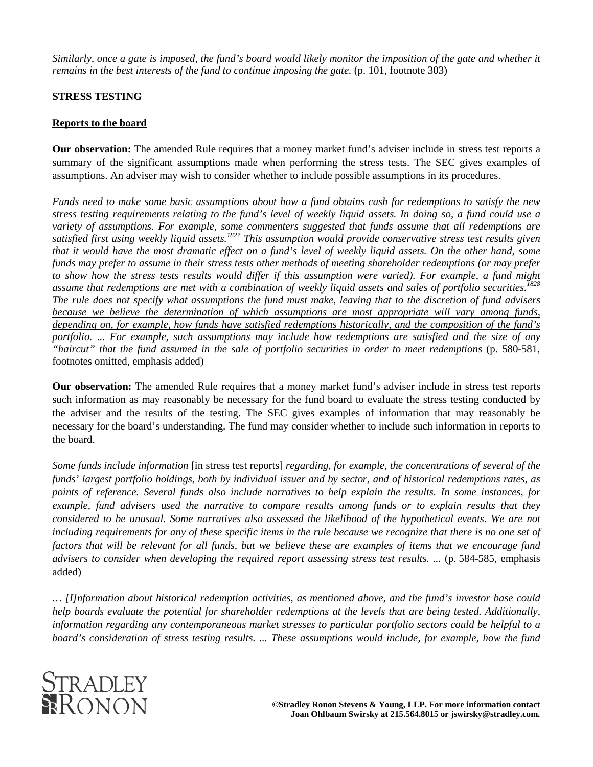*Similarly, once a gate is imposed, the fund's board would likely monitor the imposition of the gate and whether it remains in the best interests of the fund to continue imposing the gate.* (p. 101, footnote 303)

**STRESS TESTING**

**Reports to the board**

**Our observation:** The amended Rule requires that a money market fund's adviser include in stress test reports a summary of the significant assumptions made when performing the stress tests. The SEC gives examples of assumptions. An adviser may wish to consider whether to include possible assumptions in its procedures.

*Funds need to make some basic assumptions about how a fund obtains cash for redemptions to satisfy the new stress testing requirements relating to the fund's level of weekly liquid assets. In doing so, a fund could use a variety of assumptions. For example, some commenters suggested that funds assume that all redemptions are satisfied first using weekly liquid assets.[1827] This assumption would provide conservative stress test results given that it would have the most dramatic effect on a fund's level of weekly liquid assets. On the other hand, some funds may prefer to assume in their stress tests other methods of meeting shareholder redemptions (or may prefer to show how the stress tests results would differ if this assumption were varied). For example, a fund might assume that redemptions are met with a combination of weekly liquid assets and sales of portfolio securities.[1828] The rule does not specify what assumptions the fund must make, leaving that to the discretion of fund advisers because we believe the determination of which assumptions are most appropriate will vary among funds, depending on, for example, how funds have satisfied redemptions historically, and the composition of the fund's portfolio. ... For example, such assumptions may include how redemptions are satisfied and the size of any "haircut" that the fund assumed in the sale of portfolio securities in order to meet redemptions* (p. 580-581, footnotes omitted, emphasis added)

**Our observation:** The amended Rule requires that a money market fund's adviser include in stress test reports such information as may reasonably be necessary for the fund board to evaluate the stress testing conducted by the adviser and the results of the testing. The SEC gives examples of information that may reasonably be necessary for the board's understanding. The fund may consider whether to include such information in reports to the board.

*Some funds include information* [in stress test reports] *regarding, for example, the concentrations of several of the funds' largest portfolio holdings, both by individual issuer and by sector, and of historical redemptions rates, as points of reference. Several funds also include narratives to help explain the results. In some instances, for example, fund advisers used the narrative to compare results among funds or to explain results that they considered to be unusual. Some narratives also assessed the likelihood of the hypothetical events. We are not including requirements for any of these specific items in the rule because we recognize that there is no one set of factors that will be relevant for all funds, but we believe these are examples of items that we encourage fund advisers to consider when developing the required report assessing stress test results. ...* (p. 584-585, emphasis added)

*… [I]nformation about historical redemption activities, as mentioned above, and the fund's investor base could help boards evaluate the potential for shareholder redemptions at the levels that are being tested. Additionally, information regarding any contemporaneous market stresses to particular portfolio sectors could be helpful to a board's consideration of stress testing results. ... These assumptions would include, for example, how the fund*

**©Stradley Ronon Stevens & Young, LLP. For more information contact Joan Ohlbaum Swirsky at 215.564.8015 or jswirsky@stradley.com.**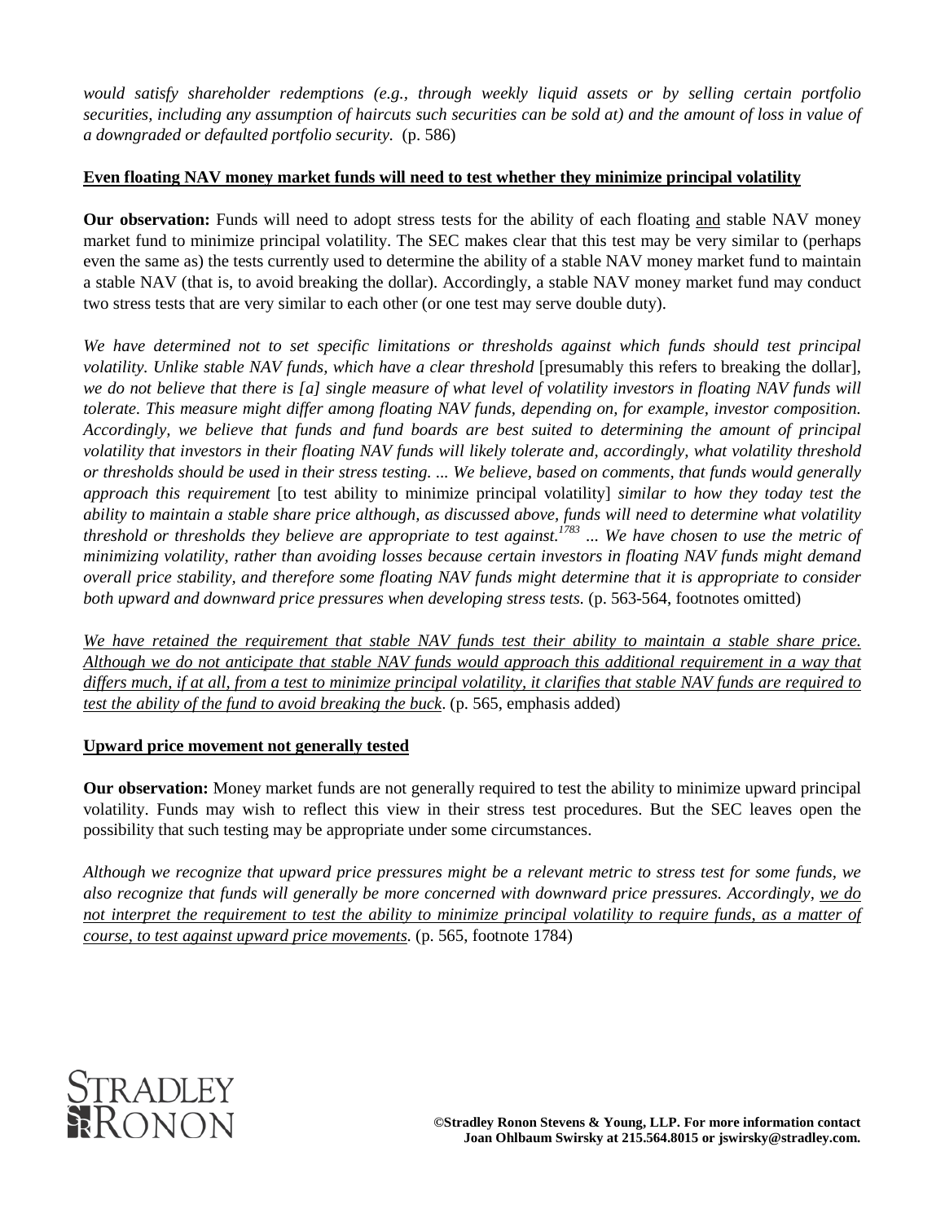*would satisfy shareholder redemptions (e.g., through weekly liquid assets or by selling certain portfolio securities, including any assumption of haircuts such securities can be sold at) and the amount of loss in value of a downgraded or defaulted portfolio security.* (p. 586)

**Even floating NAV money market funds will need to test whether they minimize principal volatility**

**Our observation:** Funds will need to adopt stress tests for the ability of each floating and stable NAV money market fund to minimize principal volatility. The SEC makes clear that this test may be very similar to (perhaps even the same as) the tests currently used to determine the ability of a stable NAV money market fund to maintain a stable NAV (that is, to avoid breaking the dollar). Accordingly, a stable NAV money market fund may conduct two stress tests that are very similar to each other (or one test may serve double duty).

*We have determined not to set specific limitations or thresholds against which funds should test principal volatility. Unlike stable NAV funds, which have a clear threshold* [presumably this refers to breaking the dollar], *we do not believe that there is [a] single measure of what level of volatility investors in floating NAV funds will tolerate. This measure might differ among floating NAV funds, depending on, for example, investor composition. Accordingly, we believe that funds and fund boards are best suited to determining the amount of principal volatility that investors in their floating NAV funds will likely tolerate and, accordingly, what volatility threshold or thresholds should be used in their stress testing. ... We believe, based on comments, that funds would generally approach this requirement* [to test ability to minimize principal volatility] *similar to how they today test the ability to maintain a stable share price although, as discussed above, funds will need to determine what volatility threshold or thresholds they believe are appropriate to test against.*[1783] *... We have chosen to use the metric of minimizing volatility, rather than avoiding losses because certain investors in floating NAV funds might demand overall price stability, and therefore some floating NAV funds might determine that it is appropriate to consider both upward and downward price pressures when developing stress tests.* (p. 563-564, footnotes omitted)

*We have retained the requirement that stable NAV funds test their ability to maintain a stable share price. Although we do not anticipate that stable NAV funds would approach this additional requirement in a way that differs much, if at all, from a test to minimize principal volatility, it clarifies that stable NAV funds are required to test the ability of the fund to avoid breaking the buck*. (p. 565, emphasis added)

**Upward price movement not generally tested**

**Our observation:** Money market funds are not generally required to test the ability to minimize upward principal volatility. Funds may wish to reflect this view in their stress test procedures. But the SEC leaves open the possibility that such testing may be appropriate under some circumstances.

*Although we recognize that upward price pressures might be a relevant metric to stress test for some funds, we also recognize that funds will generally be more concerned with downward price pressures. Accordingly, we do not interpret the requirement to test the ability to minimize principal volatility to require funds, as a matter of course, to test against upward price movements.* (p. 565, footnote 1784)

**©Stradley Ronon Stevens & Young, LLP. For more information contact Joan Ohlbaum Swirsky at 215.564.8015 or jswirsky@stradley.com.**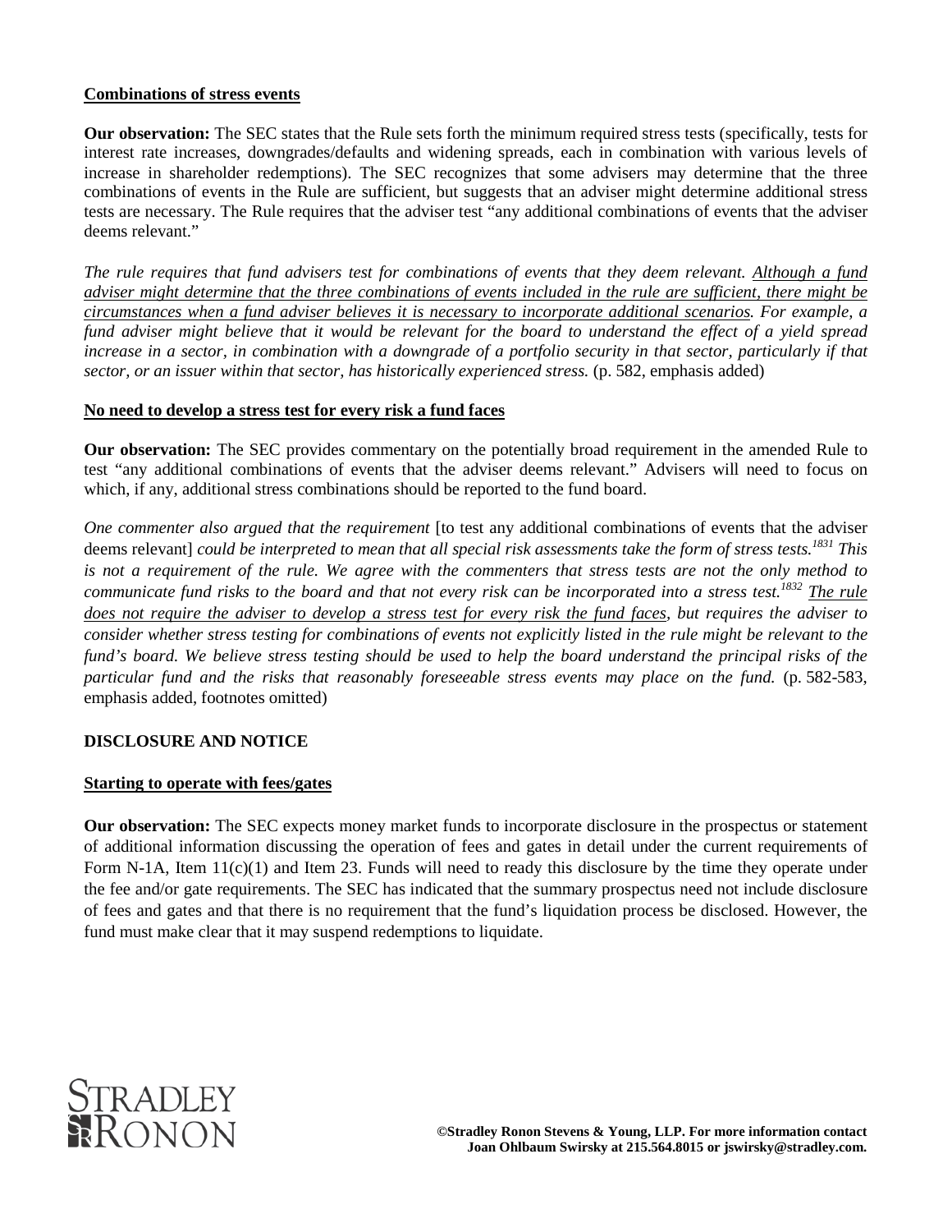**<u>Combinations of stress events</u>**

**Our observation:** The SEC states that the Rule sets forth the minimum required stress tests (specifically, tests for interest rate increases, downgrades/defaults and widening spreads, each in combination with various levels of increase in shareholder redemptions). The SEC recognizes that some advisers may determine that the three combinations of events in the Rule are sufficient, but suggests that an adviser might determine additional stress tests are necessary. The Rule requires that the adviser test "any additional combinations of events that the adviser deems relevant."

*The rule requires that fund advisers test for combinations of events that they deem relevant. <u>Although a fund adviser might determine that the three combinations of events included in the rule are sufficient, there might be circumstances when a fund adviser believes it is necessary to incorporate additional scenarios</u>. For example, a fund adviser might believe that it would be relevant for the board to understand the effect of a yield spread increase in a sector, in combination with a downgrade of a portfolio security in that sector, particularly if that sector, or an issuer within that sector, has historically experienced stress.* (p. 582, emphasis added)

**<u>No need to develop a stress test for every risk a fund faces</u>**

**Our observation:** The SEC provides commentary on the potentially broad requirement in the amended Rule to test "any additional combinations of events that the adviser deems relevant." Advisers will need to focus on which, if any, additional stress combinations should be reported to the fund board.

*One commenter also argued that the requirement* [to test any additional combinations of events that the adviser deems relevant] *could be interpreted to mean that all special risk assessments take the form of stress tests.[1831] This is not a requirement of the rule. We agree with the commenters that stress tests are not the only method to communicate fund risks to the board and that not every risk can be incorporated into a stress test.[1832] <u>The rule does not require the adviser to develop a stress test for every risk the fund faces</u>, but requires the adviser to consider whether stress testing for combinations of events not explicitly listed in the rule might be relevant to the fund's board. We believe stress testing should be used to help the board understand the principal risks of the particular fund and the risks that reasonably foreseeable stress events may place on the fund.* (p. 582-583, emphasis added, footnotes omitted)

## DISCLOSURE AND NOTICE

**<u>Starting to operate with fees/gates</u>**

**Our observation:** The SEC expects money market funds to incorporate disclosure in the prospectus or statement of additional information discussing the operation of fees and gates in detail under the current requirements of Form N-1A, Item 11(c)(1) and Item 23. Funds will need to ready this disclosure by the time they operate under the fee and/or gate requirements. The SEC has indicated that the summary prospectus need not include disclosure of fees and gates and that there is no requirement that the fund's liquidation process be disclosed. However, the fund must make clear that it may suspend redemptions to liquidate.

**©Stradley Ronon Stevens & Young, LLP. For more information contact Joan Ohlbaum Swirsky at 215.564.8015 or jswirsky@stradley.com.**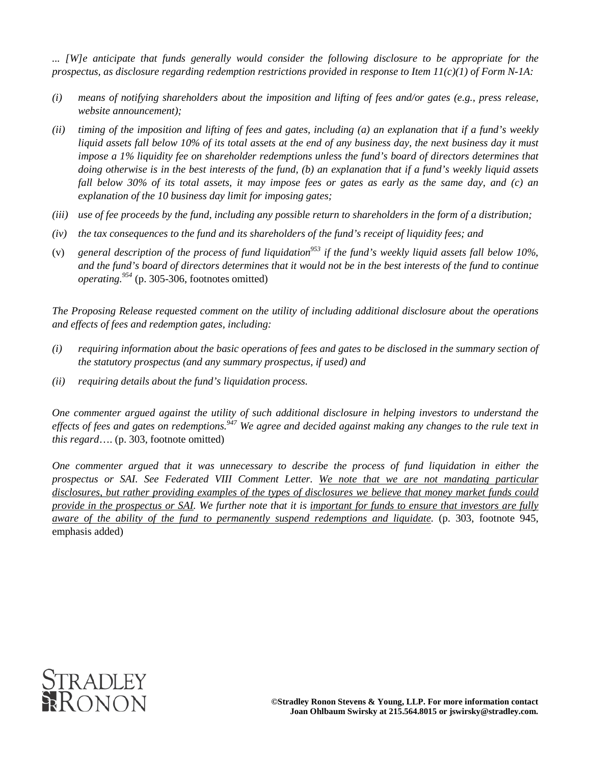*... [W]e anticipate that funds generally would consider the following disclosure to be appropriate for the prospectus, as disclosure regarding redemption restrictions provided in response to Item 11(c)(1) of Form N-1A:*

*(i) means of notifying shareholders about the imposition and lifting of fees and/or gates (e.g., press release, website announcement);*

*(ii) timing of the imposition and lifting of fees and gates, including (a) an explanation that if a fund's weekly liquid assets fall below 10% of its total assets at the end of any business day, the next business day it must impose a 1% liquidity fee on shareholder redemptions unless the fund's board of directors determines that doing otherwise is in the best interests of the fund, (b) an explanation that if a fund's weekly liquid assets fall below 30% of its total assets, it may impose fees or gates as early as the same day, and (c) an explanation of the 10 business day limit for imposing gates;*

*(iii) use of fee proceeds by the fund, including any possible return to shareholders in the form of a distribution;*

*(iv) the tax consequences to the fund and its shareholders of the fund's receipt of liquidity fees; and*

(v) *general description of the process of fund liquidation[953] if the fund's weekly liquid assets fall below 10%, and the fund's board of directors determines that it would not be in the best interests of the fund to continue operating.[954]* (p. 305-306, footnotes omitted)

*The Proposing Release requested comment on the utility of including additional disclosure about the operations and effects of fees and redemption gates, including:*

*(i) requiring information about the basic operations of fees and gates to be disclosed in the summary section of the statutory prospectus (and any summary prospectus, if used) and*

*(ii) requiring details about the fund's liquidation process.*

*One commenter argued against the utility of such additional disclosure in helping investors to understand the effects of fees and gates on redemptions.[947] We agree and decided against making any changes to the rule text in this regard….* (p. 303, footnote omitted)

*One commenter argued that it was unnecessary to describe the process of fund liquidation in either the prospectus or SAI. See Federated VIII Comment Letter. <u>We note that we are not mandating particular disclosures, but rather providing examples of the types of disclosures we believe that money market funds could provide in the prospectus or SAI</u>. We further note that it is <u>important for funds to ensure that investors are fully aware of the ability of the fund to permanently suspend redemptions and liquidate</u>.* (p. 303, footnote 945, emphasis added)

**©Stradley Ronon Stevens & Young, LLP. For more information contact Joan Ohlbaum Swirsky at 215.564.8015 or jswirsky@stradley.com.**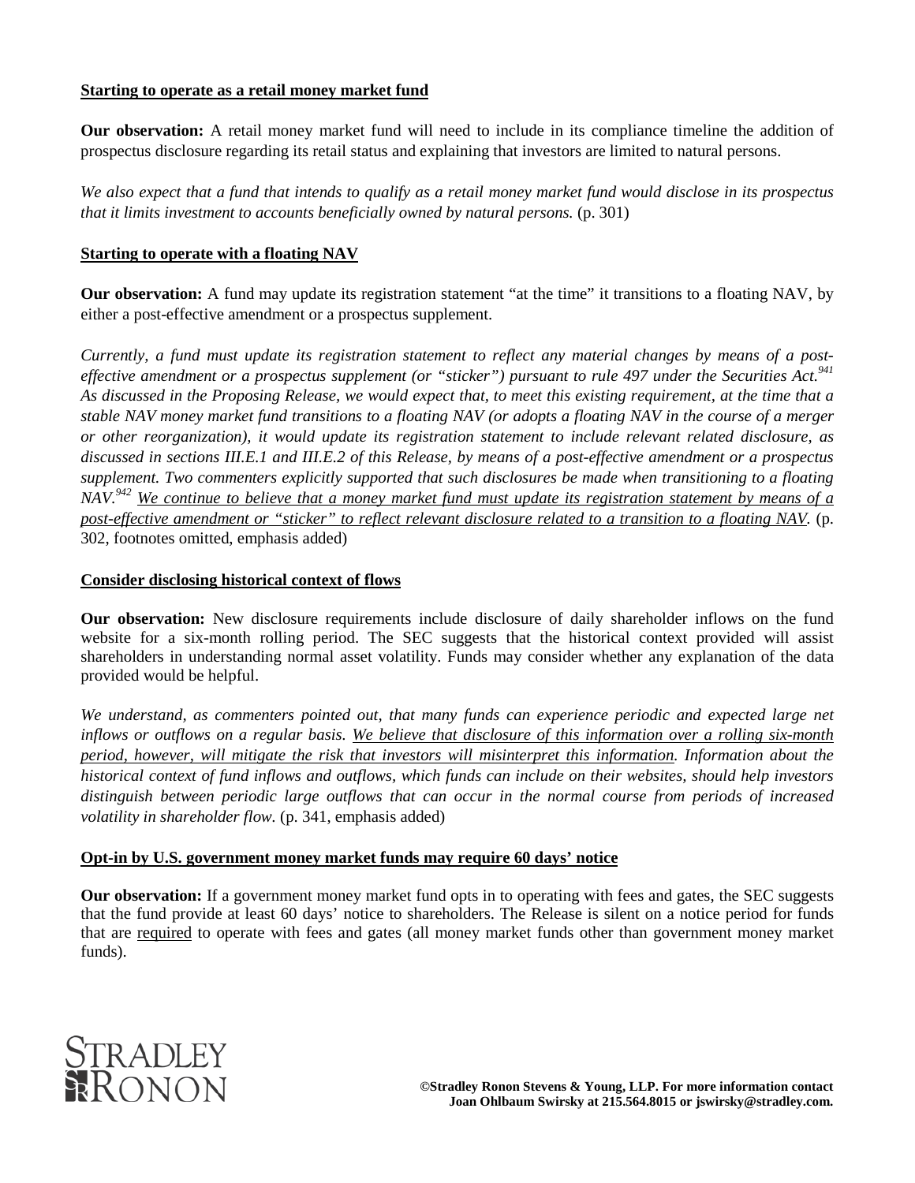**Starting to operate as a retail money market fund**

**Our observation:** A retail money market fund will need to include in its compliance timeline the addition of prospectus disclosure regarding its retail status and explaining that investors are limited to natural persons.

*We also expect that a fund that intends to qualify as a retail money market fund would disclose in its prospectus that it limits investment to accounts beneficially owned by natural persons.* (p. 301)

**Starting to operate with a floating NAV**

**Our observation:** A fund may update its registration statement "at the time" it transitions to a floating NAV, by either a post-effective amendment or a prospectus supplement.

*Currently, a fund must update its registration statement to reflect any material changes by means of a post-effective amendment or a prospectus supplement (or "sticker") pursuant to rule 497 under the Securities Act.*[941] *As discussed in the Proposing Release, we would expect that, to meet this existing requirement, at the time that a stable NAV money market fund transitions to a floating NAV (or adopts a floating NAV in the course of a merger or other reorganization), it would update its registration statement to include relevant related disclosure, as discussed in sections III.E.1 and III.E.2 of this Release, by means of a post-effective amendment or a prospectus supplement. Two commenters explicitly supported that such disclosures be made when transitioning to a floating NAV.*[942] <u>*We continue to believe that a money market fund must update its registration statement by means of a post-effective amendment or "sticker" to reflect relevant disclosure related to a transition to a floating NAV.*</u> (p. 302, footnotes omitted, emphasis added)

**Consider disclosing historical context of flows**

**Our observation:** New disclosure requirements include disclosure of daily shareholder inflows on the fund website for a six-month rolling period. The SEC suggests that the historical context provided will assist shareholders in understanding normal asset volatility. Funds may consider whether any explanation of the data provided would be helpful.

*We understand, as commenters pointed out, that many funds can experience periodic and expected large net inflows or outflows on a regular basis.* <u>*We believe that disclosure of this information over a rolling six-month period, however, will mitigate the risk that investors will misinterpret this information.*</u> *Information about the historical context of fund inflows and outflows, which funds can include on their websites, should help investors distinguish between periodic large outflows that can occur in the normal course from periods of increased volatility in shareholder flow.* (p. 341, emphasis added)

**Opt-in by U.S. government money market funds may require 60 days' notice**

**Our observation:** If a government money market fund opts in to operating with fees and gates, the SEC suggests that the fund provide at least 60 days' notice to shareholders. The Release is silent on a notice period for funds that are <u>required</u> to operate with fees and gates (all money market funds other than government money market funds).

STRADLEY RONON

**©Stradley Ronon Stevens & Young, LLP. For more information contact Joan Ohlbaum Swirsky at 215.564.8015 or jswirsky@stradley.com.**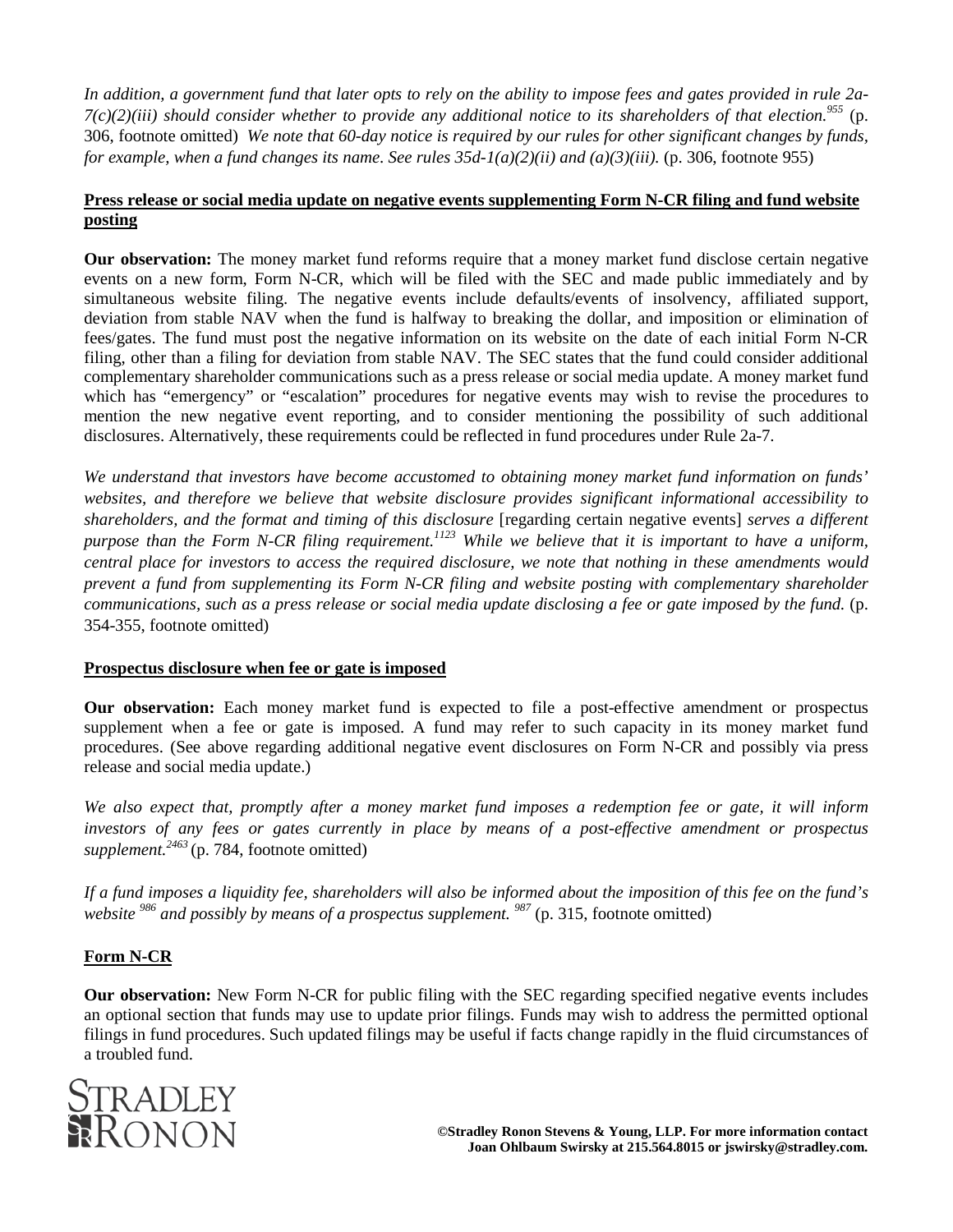*In addition, a government fund that later opts to rely on the ability to impose fees and gates provided in rule 2a-7(c)(2)(iii) should consider whether to provide any additional notice to its shareholders of that election.*[955] (p. 306, footnote omitted) *We note that 60-day notice is required by our rules for other significant changes by funds, for example, when a fund changes its name. See rules 35d-1(a)(2)(ii) and (a)(3)(iii).* (p. 306, footnote 955)

**Press release or social media update on negative events supplementing Form N-CR filing and fund website posting**

**Our observation:** The money market fund reforms require that a money market fund disclose certain negative events on a new form, Form N-CR, which will be filed with the SEC and made public immediately and by simultaneous website filing. The negative events include defaults/events of insolvency, affiliated support, deviation from stable NAV when the fund is halfway to breaking the dollar, and imposition or elimination of fees/gates. The fund must post the negative information on its website on the date of each initial Form N-CR filing, other than a filing for deviation from stable NAV. The SEC states that the fund could consider additional complementary shareholder communications such as a press release or social media update. A money market fund which has "emergency" or "escalation" procedures for negative events may wish to revise the procedures to mention the new negative event reporting, and to consider mentioning the possibility of such additional disclosures. Alternatively, these requirements could be reflected in fund procedures under Rule 2a-7.

*We understand that investors have become accustomed to obtaining money market fund information on funds' websites, and therefore we believe that website disclosure provides significant informational accessibility to shareholders, and the format and timing of this disclosure* [regarding certain negative events] *serves a different purpose than the Form N-CR filing requirement.*[1123] *While we believe that it is important to have a uniform, central place for investors to access the required disclosure, we note that nothing in these amendments would prevent a fund from supplementing its Form N-CR filing and website posting with complementary shareholder communications, such as a press release or social media update disclosing a fee or gate imposed by the fund.* (p. 354-355, footnote omitted)

**Prospectus disclosure when fee or gate is imposed**

**Our observation:** Each money market fund is expected to file a post-effective amendment or prospectus supplement when a fee or gate is imposed. A fund may refer to such capacity in its money market fund procedures. (See above regarding additional negative event disclosures on Form N-CR and possibly via press release and social media update.)

*We also expect that, promptly after a money market fund imposes a redemption fee or gate, it will inform investors of any fees or gates currently in place by means of a post-effective amendment or prospectus supplement.*[2463] (p. 784, footnote omitted)

*If a fund imposes a liquidity fee, shareholders will also be informed about the imposition of this fee on the fund's website*[986] *and possibly by means of a prospectus supplement.*[987] (p. 315, footnote omitted)

**Form N-CR**

**Our observation:** New Form N-CR for public filing with the SEC regarding specified negative events includes an optional section that funds may use to update prior filings. Funds may wish to address the permitted optional filings in fund procedures. Such updated filings may be useful if facts change rapidly in the fluid circumstances of a troubled fund.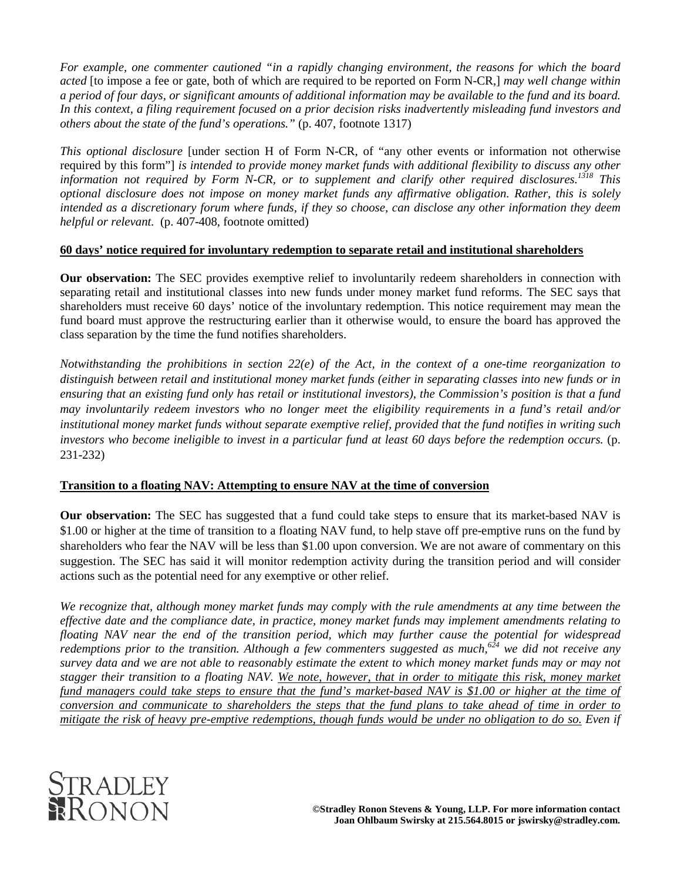*For example, one commenter cautioned "in a rapidly changing environment, the reasons for which the board acted* [to impose a fee or gate, both of which are required to be reported on Form N-CR,] *may well change within a period of four days, or significant amounts of additional information may be available to the fund and its board. In this context, a filing requirement focused on a prior decision risks inadvertently misleading fund investors and others about the state of the fund's operations."* (p. 407, footnote 1317)

*This optional disclosure* [under section H of Form N-CR, of "any other events or information not otherwise required by this form"] *is intended to provide money market funds with additional flexibility to discuss any other information not required by Form N-CR, or to supplement and clarify other required disclosures.*[1318] *This optional disclosure does not impose on money market funds any affirmative obligation. Rather, this is solely intended as a discretionary forum where funds, if they so choose, can disclose any other information they deem helpful or relevant.* (p. 407-408, footnote omitted)

**60 days' notice required for involuntary redemption to separate retail and institutional shareholders**

**Our observation:** The SEC provides exemptive relief to involuntarily redeem shareholders in connection with separating retail and institutional classes into new funds under money market fund reforms. The SEC says that shareholders must receive 60 days' notice of the involuntary redemption. This notice requirement may mean the fund board must approve the restructuring earlier than it otherwise would, to ensure the board has approved the class separation by the time the fund notifies shareholders.

*Notwithstanding the prohibitions in section 22(e) of the Act, in the context of a one-time reorganization to distinguish between retail and institutional money market funds (either in separating classes into new funds or in ensuring that an existing fund only has retail or institutional investors), the Commission's position is that a fund may involuntarily redeem investors who no longer meet the eligibility requirements in a fund's retail and/or institutional money market funds without separate exemptive relief, provided that the fund notifies in writing such investors who become ineligible to invest in a particular fund at least 60 days before the redemption occurs.* (p. 231-232)

**Transition to a floating NAV: Attempting to ensure NAV at the time of conversion**

**Our observation:** The SEC has suggested that a fund could take steps to ensure that its market-based NAV is \$1.00 or higher at the time of transition to a floating NAV fund, to help stave off pre-emptive runs on the fund by shareholders who fear the NAV will be less than \$1.00 upon conversion. We are not aware of commentary on this suggestion. The SEC has said it will monitor redemption activity during the transition period and will consider actions such as the potential need for any exemptive or other relief.

*We recognize that, although money market funds may comply with the rule amendments at any time between the effective date and the compliance date, in practice, money market funds may implement amendments relating to floating NAV near the end of the transition period, which may further cause the potential for widespread redemptions prior to the transition. Although a few commenters suggested as much,*[624] *we did not receive any survey data and we are not able to reasonably estimate the extent to which money market funds may or may not stagger their transition to a floating NAV. <u>We note, however, that in order to mitigate this risk, money market fund managers could take steps to ensure that the fund's market-based NAV is \$1.00 or higher at the time of conversion and communicate to shareholders the steps that the fund plans to take ahead of time in order to mitigate the risk of heavy pre-emptive redemptions, though funds would be under no obligation to do so.</u> Even if*

©Stradley Ronon Stevens & Young, LLP. For more information contact Joan Ohlbaum Swirsky at 215.564.8015 or jswirsky@stradley.com.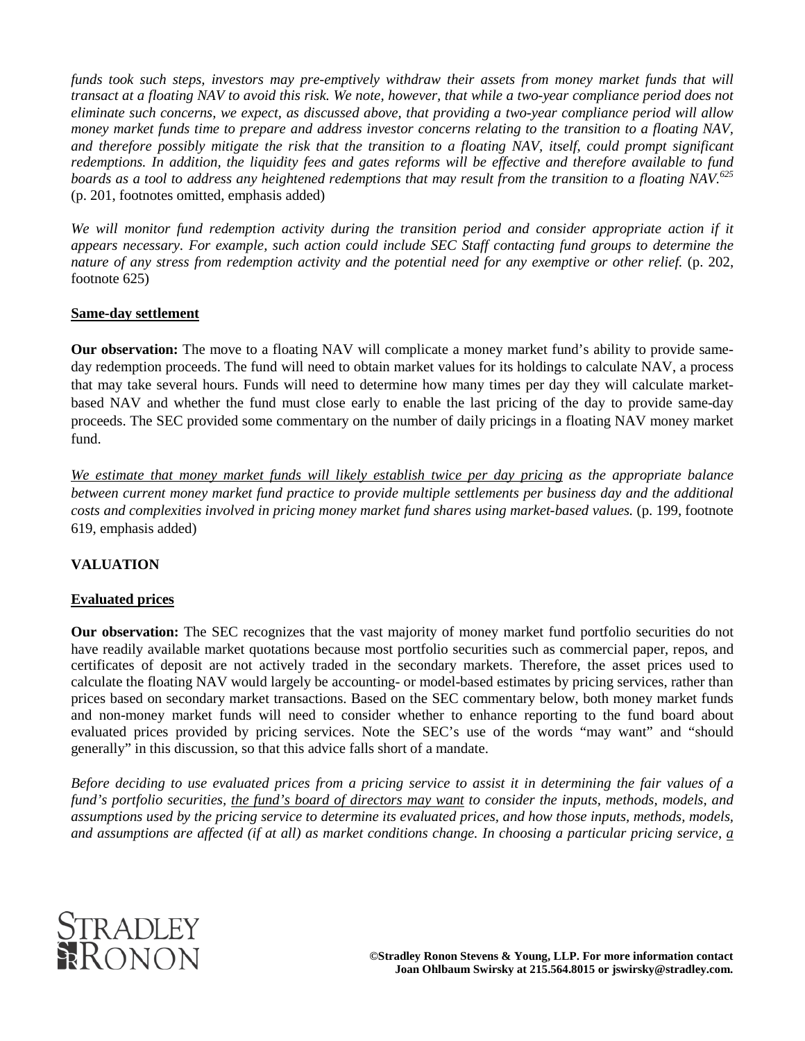*funds took such steps, investors may pre-emptively withdraw their assets from money market funds that will transact at a floating NAV to avoid this risk. We note, however, that while a two-year compliance period does not eliminate such concerns, we expect, as discussed above, that providing a two-year compliance period will allow money market funds time to prepare and address investor concerns relating to the transition to a floating NAV, and therefore possibly mitigate the risk that the transition to a floating NAV, itself, could prompt significant redemptions. In addition, the liquidity fees and gates reforms will be effective and therefore available to fund boards as a tool to address any heightened redemptions that may result from the transition to a floating NAV.*[625] (p. 201, footnotes omitted, emphasis added)

*We will monitor fund redemption activity during the transition period and consider appropriate action if it appears necessary. For example, such action could include SEC Staff contacting fund groups to determine the nature of any stress from redemption activity and the potential need for any exemptive or other relief.* (p. 202, footnote 625)

**Same-day settlement**

**Our observation:** The move to a floating NAV will complicate a money market fund's ability to provide same-day redemption proceeds. The fund will need to obtain market values for its holdings to calculate NAV, a process that may take several hours. Funds will need to determine how many times per day they will calculate market-based NAV and whether the fund must close early to enable the last pricing of the day to provide same-day proceeds. The SEC provided some commentary on the number of daily pricings in a floating NAV money market fund.

*We estimate that money market funds will likely establish twice per day pricing as the appropriate balance between current money market fund practice to provide multiple settlements per business day and the additional costs and complexities involved in pricing money market fund shares using market-based values.* (p. 199, footnote 619, emphasis added)

**VALUATION**

**Evaluated prices**

**Our observation:** The SEC recognizes that the vast majority of money market fund portfolio securities do not have readily available market quotations because most portfolio securities such as commercial paper, repos, and certificates of deposit are not actively traded in the secondary markets. Therefore, the asset prices used to calculate the floating NAV would largely be accounting- or model-based estimates by pricing services, rather than prices based on secondary market transactions. Based on the SEC commentary below, both money market funds and non-money market funds will need to consider whether to enhance reporting to the fund board about evaluated prices provided by pricing services. Note the SEC's use of the words "may want" and "should generally" in this discussion, so that this advice falls short of a mandate.

*Before deciding to use evaluated prices from a pricing service to assist it in determining the fair values of a fund's portfolio securities, the fund's board of directors may want to consider the inputs, methods, models, and assumptions used by the pricing service to determine its evaluated prices, and how those inputs, methods, models, and assumptions are affected (if at all) as market conditions change. In choosing a particular pricing service, a*

©Stradley Ronon Stevens & Young, LLP. For more information contact Joan Ohlbaum Swirsky at 215.564.8015 or jswirsky@stradley.com.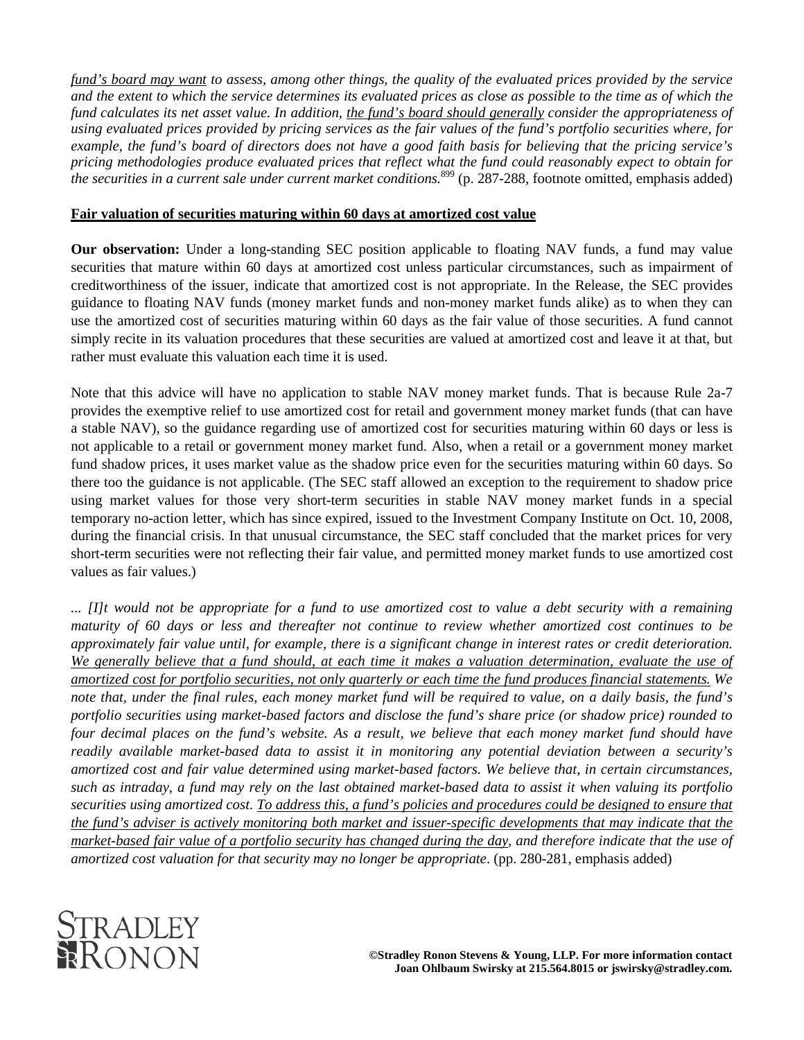*fund's board may want to assess, among other things, the quality of the evaluated prices provided by the service and the extent to which the service determines its evaluated prices as close as possible to the time as of which the fund calculates its net asset value. In addition, the fund's board should generally consider the appropriateness of using evaluated prices provided by pricing services as the fair values of the fund's portfolio securities where, for example, the fund's board of directors does not have a good faith basis for believing that the pricing service's pricing methodologies produce evaluated prices that reflect what the fund could reasonably expect to obtain for the securities in a current sale under current market conditions.*[899] (p. 287-288, footnote omitted, emphasis added)

**Fair valuation of securities maturing within 60 days at amortized cost value**

**Our observation:** Under a long-standing SEC position applicable to floating NAV funds, a fund may value securities that mature within 60 days at amortized cost unless particular circumstances, such as impairment of creditworthiness of the issuer, indicate that amortized cost is not appropriate. In the Release, the SEC provides guidance to floating NAV funds (money market funds and non-money market funds alike) as to when they can use the amortized cost of securities maturing within 60 days as the fair value of those securities. A fund cannot simply recite in its valuation procedures that these securities are valued at amortized cost and leave it at that, but rather must evaluate this valuation each time it is used.

Note that this advice will have no application to stable NAV money market funds. That is because Rule 2a-7 provides the exemptive relief to use amortized cost for retail and government money market funds (that can have a stable NAV), so the guidance regarding use of amortized cost for securities maturing within 60 days or less is not applicable to a retail or government money market fund. Also, when a retail or a government money market fund shadow prices, it uses market value as the shadow price even for the securities maturing within 60 days. So there too the guidance is not applicable. (The SEC staff allowed an exception to the requirement to shadow price using market values for those very short-term securities in stable NAV money market funds in a special temporary no-action letter, which has since expired, issued to the Investment Company Institute on Oct. 10, 2008, during the financial crisis. In that unusual circumstance, the SEC staff concluded that the market prices for very short-term securities were not reflecting their fair value, and permitted money market funds to use amortized cost values as fair values.)

*... [I]t would not be appropriate for a fund to use amortized cost to value a debt security with a remaining maturity of 60 days or less and thereafter not continue to review whether amortized cost continues to be approximately fair value until, for example, there is a significant change in interest rates or credit deterioration. We generally believe that a fund should, at each time it makes a valuation determination, evaluate the use of amortized cost for portfolio securities, not only quarterly or each time the fund produces financial statements. We note that, under the final rules, each money market fund will be required to value, on a daily basis, the fund's portfolio securities using market-based factors and disclose the fund's share price (or shadow price) rounded to four decimal places on the fund's website. As a result, we believe that each money market fund should have readily available market-based data to assist it in monitoring any potential deviation between a security's amortized cost and fair value determined using market-based factors. We believe that, in certain circumstances, such as intraday, a fund may rely on the last obtained market-based data to assist it when valuing its portfolio securities using amortized cost. To address this, a fund's policies and procedures could be designed to ensure that the fund's adviser is actively monitoring both market and issuer-specific developments that may indicate that the market-based fair value of a portfolio security has changed during the day, and therefore indicate that the use of amortized cost valuation for that security may no longer be appropriate*. (pp. 280-281, emphasis added)

STRADLEY RONON

**©Stradley Ronon Stevens & Young, LLP. For more information contact Joan Ohlbaum Swirsky at 215.564.8015 or jswirsky@stradley.com.**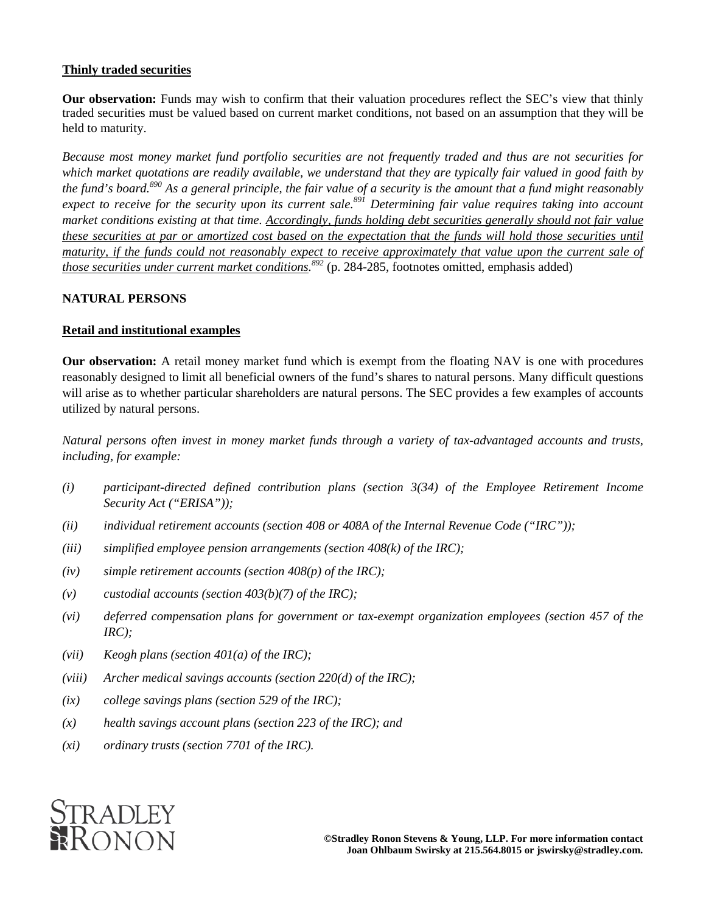**Thinly traded securities**

**Our observation:** Funds may wish to confirm that their valuation procedures reflect the SEC's view that thinly traded securities must be valued based on current market conditions, not based on an assumption that they will be held to maturity.

*Because most money market fund portfolio securities are not frequently traded and thus are not securities for which market quotations are readily available, we understand that they are typically fair valued in good faith by the fund's board.[890] As a general principle, the fair value of a security is the amount that a fund might reasonably expect to receive for the security upon its current sale.[891] Determining fair value requires taking into account market conditions existing at that time. Accordingly, funds holding debt securities generally should not fair value these securities at par or amortized cost based on the expectation that the funds will hold those securities until maturity, if the funds could not reasonably expect to receive approximately that value upon the current sale of those securities under current market conditions.[892]* (p. 284-285, footnotes omitted, emphasis added)

## NATURAL PERSONS

**Retail and institutional examples**

**Our observation:** A retail money market fund which is exempt from the floating NAV is one with procedures reasonably designed to limit all beneficial owners of the fund's shares to natural persons. Many difficult questions will arise as to whether particular shareholders are natural persons. The SEC provides a few examples of accounts utilized by natural persons.

*Natural persons often invest in money market funds through a variety of tax-advantaged accounts and trusts, including, for example:*

- *(i) participant-directed defined contribution plans (section 3(34) of the Employee Retirement Income Security Act ("ERISA"));*
- *(ii) individual retirement accounts (section 408 or 408A of the Internal Revenue Code ("IRC"));*
- *(iii) simplified employee pension arrangements (section 408(k) of the IRC);*
- *(iv) simple retirement accounts (section 408(p) of the IRC);*
- *(v) custodial accounts (section 403(b)(7) of the IRC);*
- *(vi) deferred compensation plans for government or tax-exempt organization employees (section 457 of the IRC);*
- *(vii) Keogh plans (section 401(a) of the IRC);*
- *(viii) Archer medical savings accounts (section 220(d) of the IRC);*
- *(ix) college savings plans (section 529 of the IRC);*
- *(x) health savings account plans (section 223 of the IRC); and*
- *(xi) ordinary trusts (section 7701 of the IRC).*

STRADLEY RONON

**©Stradley Ronon Stevens & Young, LLP. For more information contact Joan Ohlbaum Swirsky at 215.564.8015 or jswirsky@stradley.com.**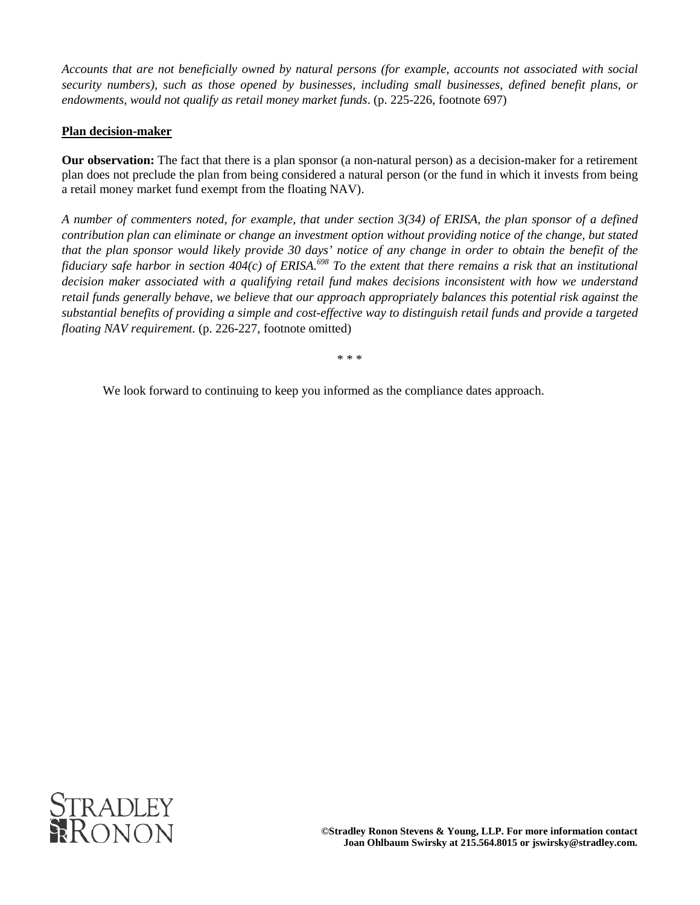*Accounts that are not beneficially owned by natural persons (for example, accounts not associated with social security numbers), such as those opened by businesses, including small businesses, defined benefit plans, or endowments, would not qualify as retail money market funds*. (p. 225-226, footnote 697)

**Plan decision-maker**

**Our observation:** The fact that there is a plan sponsor (a non-natural person) as a decision-maker for a retirement plan does not preclude the plan from being considered a natural person (or the fund in which it invests from being a retail money market fund exempt from the floating NAV).

*A number of commenters noted, for example, that under section 3(34) of ERISA, the plan sponsor of a defined contribution plan can eliminate or change an investment option without providing notice of the change, but stated that the plan sponsor would likely provide 30 days' notice of any change in order to obtain the benefit of the fiduciary safe harbor in section 404(c) of ERISA.[698] To the extent that there remains a risk that an institutional decision maker associated with a qualifying retail fund makes decisions inconsistent with how we understand retail funds generally behave, we believe that our approach appropriately balances this potential risk against the substantial benefits of providing a simple and cost-effective way to distinguish retail funds and provide a targeted floating NAV requirement.* (p. 226-227, footnote omitted)

\* \* \*

We look forward to continuing to keep you informed as the compliance dates approach.

STRADLEY RONON

**©Stradley Ronon Stevens & Young, LLP. For more information contact Joan Ohlbaum Swirsky at 215.564.8015 or jswirsky@stradley.com.**